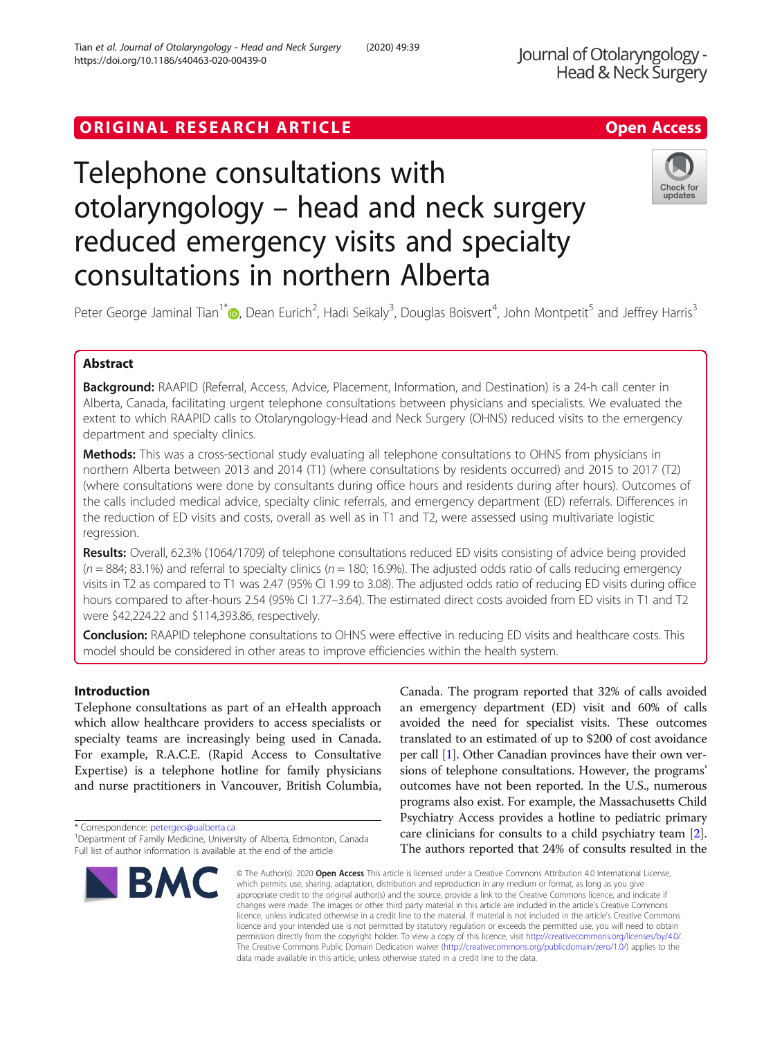ORIGINAL RESEARCH ARTICLE

Open Access

# Telephone consultations with otolaryngology – head and neck surgery reduced emergency visits and specialty consultations in northern Alberta

Peter George Jaminal Tian[1*], Dean Eurich[2], Hadi Seikaly[3], Douglas Boisvert[4], John Montpetit[5] and Jeffrey Harris[3]

## Abstract

**Background:** RAAPID (Referral, Access, Advice, Placement, Information, and Destination) is a 24-h call center in Alberta, Canada, facilitating urgent telephone consultations between physicians and specialists. We evaluated the extent to which RAAPID calls to Otolaryngology-Head and Neck Surgery (OHNS) reduced visits to the emergency department and specialty clinics.

**Methods:** This was a cross-sectional study evaluating all telephone consultations to OHNS from physicians in northern Alberta between 2013 and 2014 (T1) (where consultations by residents occurred) and 2015 to 2017 (T2) (where consultations were done by consultants during office hours and residents during after hours). Outcomes of the calls included medical advice, specialty clinic referrals, and emergency department (ED) referrals. Differences in the reduction of ED visits and costs, overall as well as in T1 and T2, were assessed using multivariate logistic regression.

**Results:** Overall, 62.3% (1064/1709) of telephone consultations reduced ED visits consisting of advice being provided ($n = 884$; 83.1%) and referral to specialty clinics ($n = 180$; 16.9%). The adjusted odds ratio of calls reducing emergency visits in T2 as compared to T1 was 2.47 (95% CI 1.99 to 3.08). The adjusted odds ratio of reducing ED visits during office hours compared to after-hours 2.54 (95% CI 1.77–3.64). The estimated direct costs avoided from ED visits in T1 and T2 were $42,224.22 and $114,393.86, respectively.

**Conclusion:** RAAPID telephone consultations to OHNS were effective in reducing ED visits and healthcare costs. This model should be considered in other areas to improve efficiencies within the health system.

## Introduction

Telephone consultations as part of an eHealth approach which allow healthcare providers to access specialists or specialty teams are increasingly being used in Canada. For example, R.A.C.E. (Rapid Access to Consultative Expertise) is a telephone hotline for family physicians and nurse practitioners in Vancouver, British Columbia, Canada. The program reported that 32% of calls avoided an emergency department (ED) visit and 60% of calls avoided the need for specialist visits. These outcomes translated to an estimated of up to $200 of cost avoidance per call [1]. Other Canadian provinces have their own versions of telephone consultations. However, the programs' outcomes have not been reported. In the U.S., numerous programs also exist. For example, the Massachusetts Child Psychiatry Access provides a hotline to pediatric primary care clinicians for consults to a child psychiatry team [2]. The authors reported that 24% of consults resulted in the

\* Correspondence: petergeo@ualberta.ca
[1]Department of Family Medicine, University of Alberta, Edmonton, Canada
Full list of author information is available at the end of the article

© The Author(s). 2020 **Open Access** This article is licensed under a Creative Commons Attribution 4.0 International License, which permits use, sharing, adaptation, distribution and reproduction in any medium or format, as long as you give appropriate credit to the original author(s) and the source, provide a link to the Creative Commons licence, and indicate if changes were made. The images or other third party material in this article are included in the article's Creative Commons licence, unless indicated otherwise in a credit line to the material. If material is not included in the article's Creative Commons licence and your intended use is not permitted by statutory regulation or exceeds the permitted use, you will need to obtain permission directly from the copyright holder. To view a copy of this licence, visit http://creativecommons.org/licenses/by/4.0/. The Creative Commons Public Domain Dedication waiver (http://creativecommons.org/publicdomain/zero/1.0/) applies to the data made available in this article, unless otherwise stated in a credit line to the data.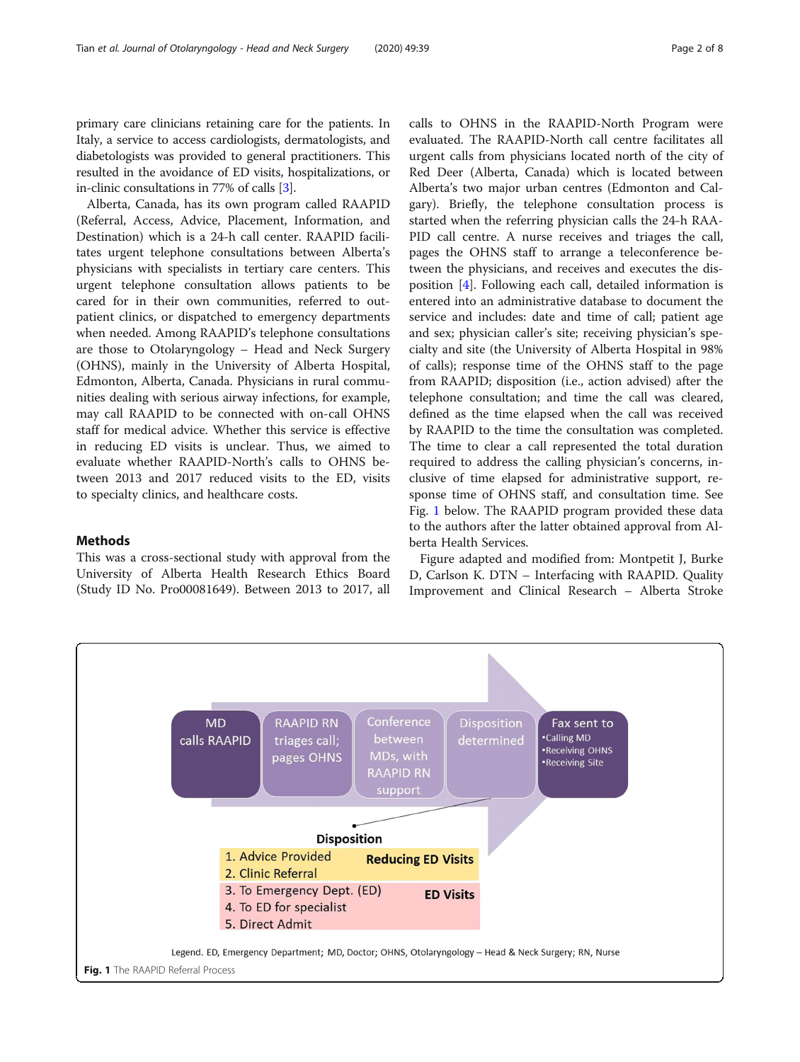primary care clinicians retaining care for the patients. In Italy, a service to access cardiologists, dermatologists, and diabetologists was provided to general practitioners. This resulted in the avoidance of ED visits, hospitalizations, or in-clinic consultations in 77% of calls [3].

Alberta, Canada, has its own program called RAAPID (Referral, Access, Advice, Placement, Information, and Destination) which is a 24-h call center. RAAPID facilitates urgent telephone consultations between Alberta's physicians with specialists in tertiary care centers. This urgent telephone consultation allows patients to be cared for in their own communities, referred to outpatient clinics, or dispatched to emergency departments when needed. Among RAAPID's telephone consultations are those to Otolaryngology – Head and Neck Surgery (OHNS), mainly in the University of Alberta Hospital, Edmonton, Alberta, Canada. Physicians in rural communities dealing with serious airway infections, for example, may call RAAPID to be connected with on-call OHNS staff for medical advice. Whether this service is effective in reducing ED visits is unclear. Thus, we aimed to evaluate whether RAAPID-North's calls to OHNS between 2013 and 2017 reduced visits to the ED, visits to specialty clinics, and healthcare costs.

## Methods

This was a cross-sectional study with approval from the University of Alberta Health Research Ethics Board (Study ID No. Pro00081649). Between 2013 to 2017, all calls to OHNS in the RAAPID-North Program were evaluated. The RAAPID-North call centre facilitates all urgent calls from physicians located north of the city of Red Deer (Alberta, Canada) which is located between Alberta's two major urban centres (Edmonton and Calgary). Briefly, the telephone consultation process is started when the referring physician calls the 24-h RAAPID call centre. A nurse receives and triages the call, pages the OHNS staff to arrange a teleconference between the physicians, and receives and executes the disposition [4]. Following each call, detailed information is entered into an administrative database to document the service and includes: date and time of call; patient age and sex; physician caller's site; receiving physician's specialty and site (the University of Alberta Hospital in 98% of calls); response time of the OHNS staff to the page from RAAPID; disposition (i.e., action advised) after the telephone consultation; and time the call was cleared, defined as the time elapsed when the call was received by RAAPID to the time the consultation was completed. The time to clear a call represented the total duration required to address the calling physician's concerns, inclusive of time elapsed for administrative support, response time of OHNS staff, and consultation time. See Fig. 1 below. The RAAPID program provided these data to the authors after the latter obtained approval from Alberta Health Services.

Figure adapted and modified from: Montpetit J, Burke D, Carlson K. DTN – Interfacing with RAAPID. Quality Improvement and Clinical Research – Alberta Stroke

MD calls RAAPID → RAAPID RN triages call; pages OHNS → Conference between MDs, with RAAPID RN support → Disposition determined → Fax sent to
- Calling MD
- Receiving OHNS
- Receiving Site

**Disposition**

| Disposition | |
|---|---|
| 1. Advice Provided<br>2. Clinic Referral | **Reducing ED Visits** |
| 3. To Emergency Dept. (ED)<br>4. To ED for specialist<br>5. Direct Admit | **ED Visits** |

Legend. ED, Emergency Department; MD, Doctor; OHNS, Otolaryngology – Head & Neck Surgery; RN, Nurse

**Fig. 1** The RAAPID Referral Process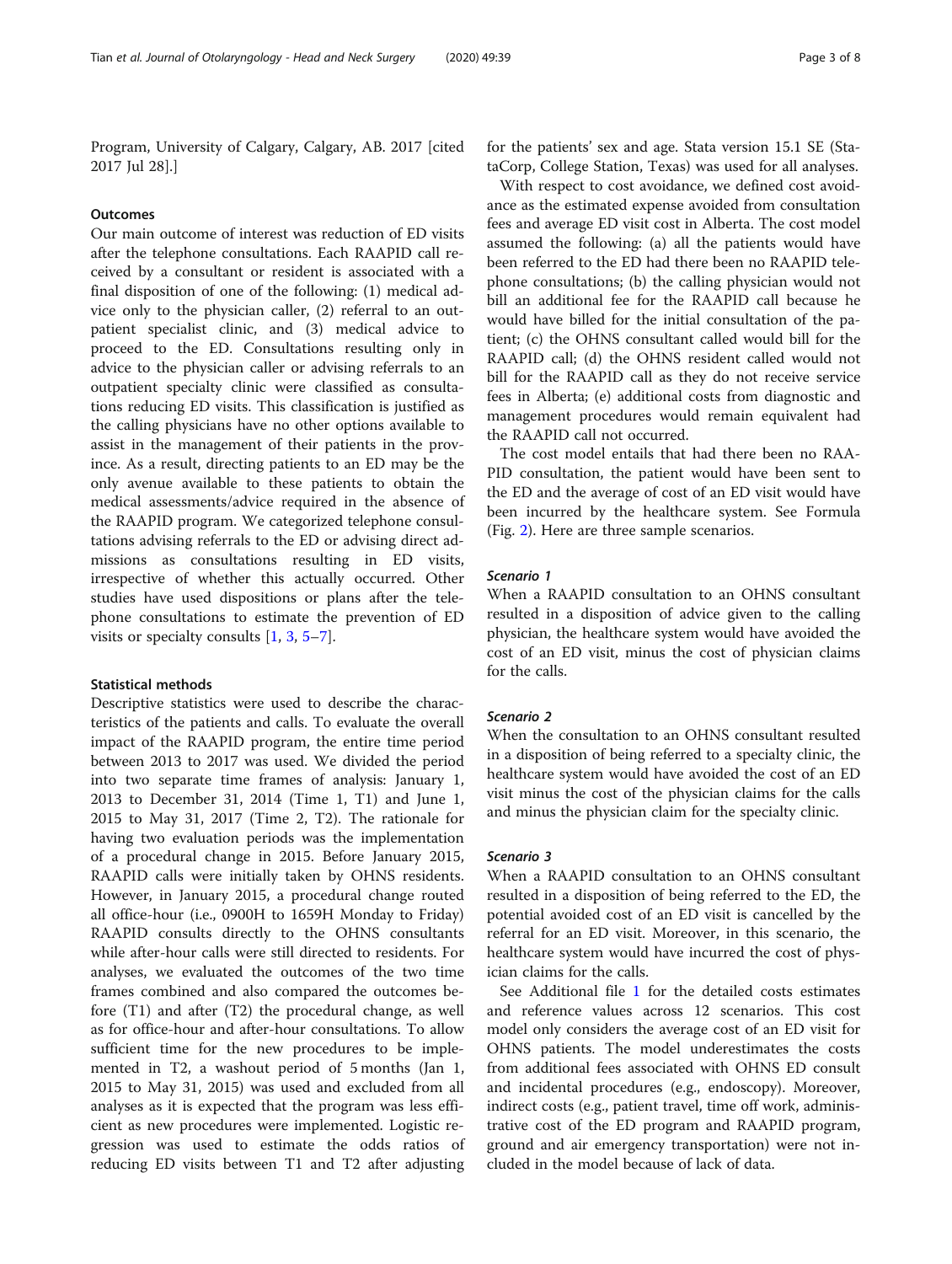Program, University of Calgary, Calgary, AB. 2017 [cited 2017 Jul 28].]

### Outcomes

Our main outcome of interest was reduction of ED visits after the telephone consultations. Each RAAPID call received by a consultant or resident is associated with a final disposition of one of the following: (1) medical advice only to the physician caller, (2) referral to an outpatient specialist clinic, and (3) medical advice to proceed to the ED. Consultations resulting only in advice to the physician caller or advising referrals to an outpatient specialty clinic were classified as consultations reducing ED visits. This classification is justified as the calling physicians have no other options available to assist in the management of their patients in the province. As a result, directing patients to an ED may be the only avenue available to these patients to obtain the medical assessments/advice required in the absence of the RAAPID program. We categorized telephone consultations advising referrals to the ED or advising direct admissions as consultations resulting in ED visits, irrespective of whether this actually occurred. Other studies have used dispositions or plans after the telephone consultations to estimate the prevention of ED visits or specialty consults [1, 3, 5–7].

### Statistical methods

Descriptive statistics were used to describe the characteristics of the patients and calls. To evaluate the overall impact of the RAAPID program, the entire time period between 2013 to 2017 was used. We divided the period into two separate time frames of analysis: January 1, 2013 to December 31, 2014 (Time 1, T1) and June 1, 2015 to May 31, 2017 (Time 2, T2). The rationale for having two evaluation periods was the implementation of a procedural change in 2015. Before January 2015, RAAPID calls were initially taken by OHNS residents. However, in January 2015, a procedural change routed all office-hour (i.e., 0900H to 1659H Monday to Friday) RAAPID consults directly to the OHNS consultants while after-hour calls were still directed to residents. For analyses, we evaluated the outcomes of the two time frames combined and also compared the outcomes before (T1) and after (T2) the procedural change, as well as for office-hour and after-hour consultations. To allow sufficient time for the new procedures to be implemented in T2, a washout period of 5 months (Jan 1, 2015 to May 31, 2015) was used and excluded from all analyses as it is expected that the program was less efficient as new procedures were implemented. Logistic regression was used to estimate the odds ratios of reducing ED visits between T1 and T2 after adjusting for the patients' sex and age. Stata version 15.1 SE (StataCorp, College Station, Texas) was used for all analyses.

With respect to cost avoidance, we defined cost avoidance as the estimated expense avoided from consultation fees and average ED visit cost in Alberta. The cost model assumed the following: (a) all the patients would have been referred to the ED had there been no RAAPID telephone consultations; (b) the calling physician would not bill an additional fee for the RAAPID call because he would have billed for the initial consultation of the patient; (c) the OHNS consultant called would bill for the RAAPID call; (d) the OHNS resident called would not bill for the RAAPID call as they do not receive service fees in Alberta; (e) additional costs from diagnostic and management procedures would remain equivalent had the RAAPID call not occurred.

The cost model entails that had there been no RAAPID consultation, the patient would have been sent to the ED and the average of cost of an ED visit would have been incurred by the healthcare system. See Formula (Fig. 2). Here are three sample scenarios.

#### *Scenario 1*

When a RAAPID consultation to an OHNS consultant resulted in a disposition of advice given to the calling physician, the healthcare system would have avoided the cost of an ED visit, minus the cost of physician claims for the calls.

#### *Scenario 2*

When the consultation to an OHNS consultant resulted in a disposition of being referred to a specialty clinic, the healthcare system would have avoided the cost of an ED visit minus the cost of the physician claims for the calls and minus the physician claim for the specialty clinic.

#### *Scenario 3*

When a RAAPID consultation to an OHNS consultant resulted in a disposition of being referred to the ED, the potential avoided cost of an ED visit is cancelled by the referral for an ED visit. Moreover, in this scenario, the healthcare system would have incurred the cost of physician claims for the calls.

See Additional file 1 for the detailed costs estimates and reference values across 12 scenarios. This cost model only considers the average cost of an ED visit for OHNS patients. The model underestimates the costs from additional fees associated with OHNS ED consult and incidental procedures (e.g., endoscopy). Moreover, indirect costs (e.g., patient travel, time off work, administrative cost of the ED program and RAAPID program, ground and air emergency transportation) were not included in the model because of lack of data.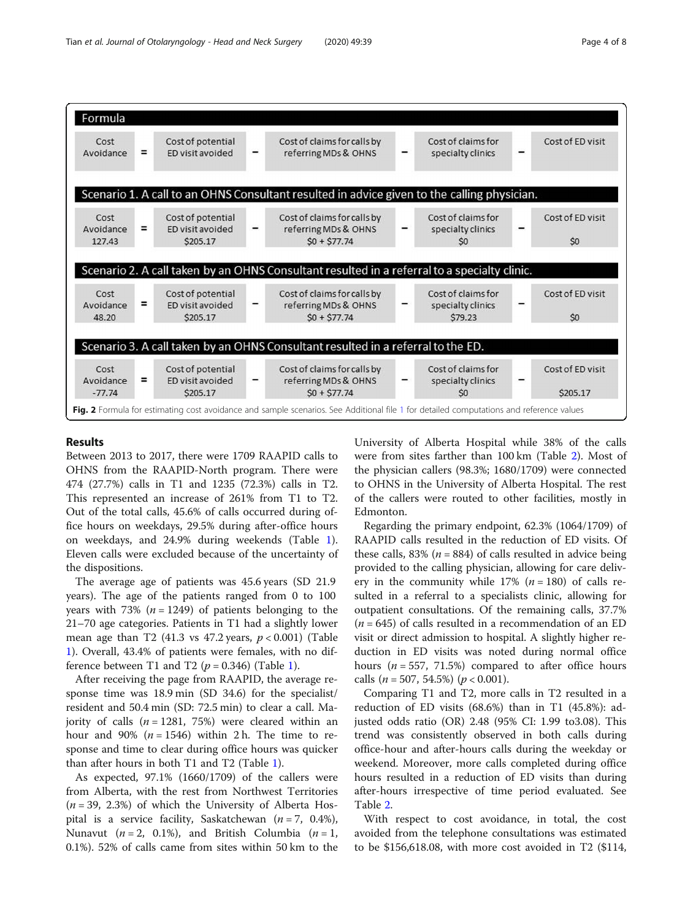| Formula | | | | | | | | |
|---|---|---|---|---|---|---|---|---|
| Cost Avoidance | = | Cost of potential ED visit avoided | − | Cost of claims for calls by referring MDs & OHNS | − | Cost of claims for specialty clinics | − | Cost of ED visit |
| **Scenario 1. A call to an OHNS Consultant resulted in advice given to the calling physician.** | | | | | | | | |
| Cost Avoidance 127.43 | = | Cost of potential ED visit avoided $205.17 | − | Cost of claims for calls by referring MDs & OHNS $0 + $77.74 | − | Cost of claims for specialty clinics $0 | − | Cost of ED visit $0 |
| **Scenario 2. A call taken by an OHNS Consultant resulted in a referral to a specialty clinic.** | | | | | | | | |
| Cost Avoidance 48.20 | = | Cost of potential ED visit avoided $205.17 | − | Cost of claims for calls by referring MDs & OHNS $0 + $77.74 | − | Cost of claims for specialty clinics $79.23 | − | Cost of ED visit $0 |
| **Scenario 3. A call taken by an OHNS Consultant resulted in a referral to the ED.** | | | | | | | | |
| Cost Avoidance -77.74 | = | Cost of potential ED visit avoided $205.17 | − | Cost of claims for calls by referring MDs & OHNS $0 + $77.74 | − | Cost of claims for specialty clinics $0 | − | Cost of ED visit $205.17 |

**Fig. 2** Formula for estimating cost avoidance and sample scenarios. See Additional file 1 for detailed computations and reference values

## Results

Between 2013 to 2017, there were 1709 RAAPID calls to OHNS from the RAAPID-North program. There were 474 (27.7%) calls in T1 and 1235 (72.3%) calls in T2. This represented an increase of 261% from T1 to T2. Out of the total calls, 45.6% of calls occurred during office hours on weekdays, 29.5% during after-office hours on weekdays, and 24.9% during weekends (Table 1). Eleven calls were excluded because of the uncertainty of the dispositions.

The average age of patients was 45.6 years (SD 21.9 years). The age of the patients ranged from 0 to 100 years with 73% ($n = 1249$) of patients belonging to the 21–70 age categories. Patients in T1 had a slightly lower mean age than T2 (41.3 vs 47.2 years, $p < 0.001$) (Table 1). Overall, 43.4% of patients were females, with no difference between T1 and T2 ($p = 0.346$) (Table 1).

After receiving the page from RAAPID, the average response time was 18.9 min (SD 34.6) for the specialist/resident and 50.4 min (SD: 72.5 min) to clear a call. Majority of calls ($n = 1281$, 75%) were cleared within an hour and 90% ($n = 1546$) within 2 h. The time to response and time to clear during office hours was quicker than after hours in both T1 and T2 (Table 1).

As expected, 97.1% (1660/1709) of the callers were from Alberta, with the rest from Northwest Territories ($n = 39$, 2.3%) of which the University of Alberta Hospital is a service facility, Saskatchewan ($n = 7$, 0.4%), Nunavut ($n = 2$, 0.1%), and British Columbia ($n = 1$, 0.1%). 52% of calls came from sites within 50 km to the University of Alberta Hospital while 38% of the calls were from sites farther than 100 km (Table 2). Most of the physician callers (98.3%; 1680/1709) were connected to OHNS in the University of Alberta Hospital. The rest of the callers were routed to other facilities, mostly in Edmonton.

Regarding the primary endpoint, 62.3% (1064/1709) of RAAPID calls resulted in the reduction of ED visits. Of these calls, 83% ($n = 884$) of calls resulted in advice being provided to the calling physician, allowing for care delivery in the community while 17% ($n = 180$) of calls resulted in a referral to a specialists clinic, allowing for outpatient consultations. Of the remaining calls, 37.7% ($n = 645$) of calls resulted in a recommendation of an ED visit or direct admission to hospital. A slightly higher reduction in ED visits was noted during normal office hours ($n = 557$, 71.5%) compared to after office hours calls ($n = 507$, 54.5%) ($p < 0.001$).

Comparing T1 and T2, more calls in T2 resulted in a reduction of ED visits (68.6%) than in T1 (45.8%): adjusted odds ratio (OR) 2.48 (95% CI: 1.99 to3.08). This trend was consistently observed in both calls during office-hour and after-hours calls during the weekday or weekend. Moreover, more calls completed during office hours resulted in a reduction of ED visits than during after-hours irrespective of time period evaluated. See Table 2.

With respect to cost avoidance, in total, the cost avoided from the telephone consultations was estimated to be $156,618.08, with more cost avoided in T2 ($114,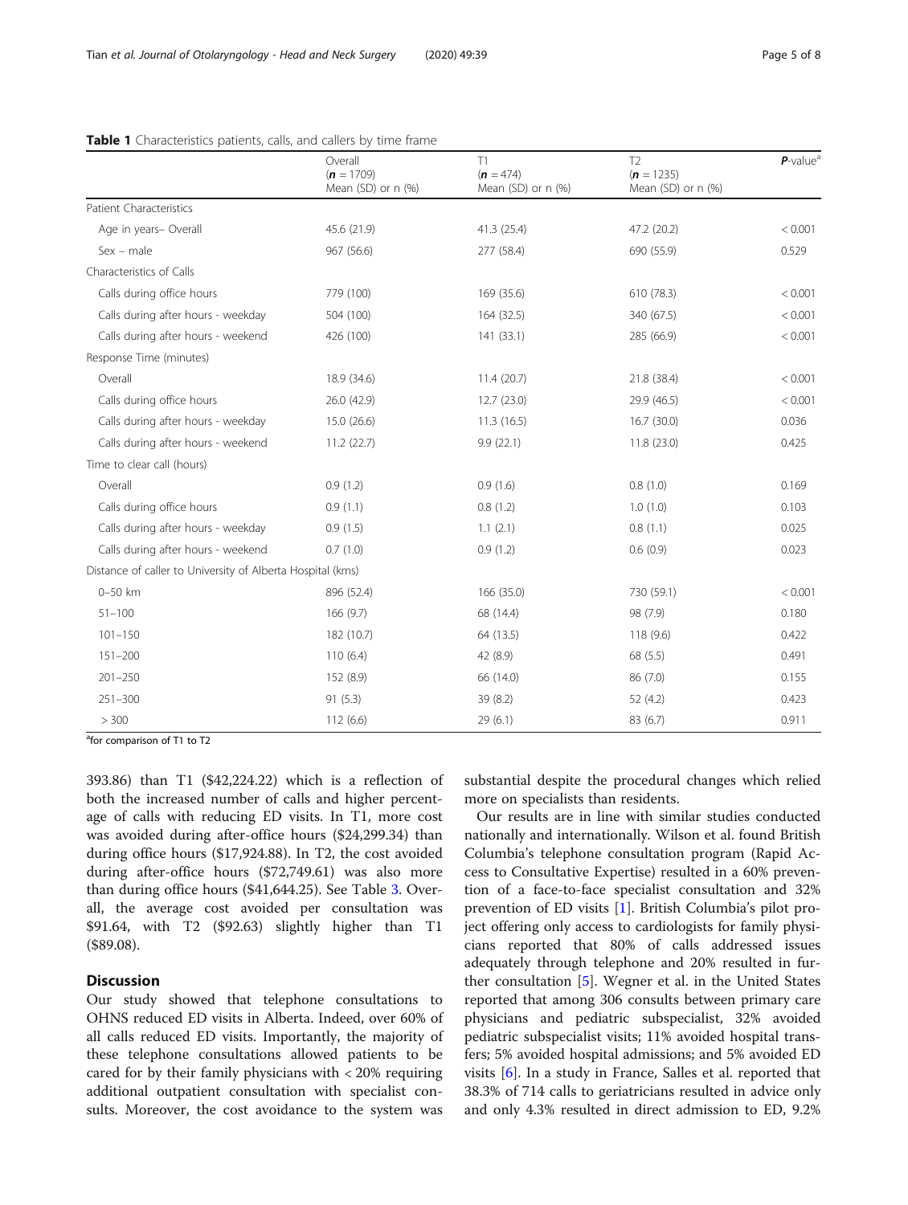**Table 1** Characteristics patients, calls, and callers by time frame

| | Overall ($n$ = 1709) Mean (SD) or n (%) | T1 ($n$ = 474) Mean (SD) or n (%) | T2 ($n$ = 1235) Mean (SD) or n (%) | $P$-value[a] |
|---|---|---|---|---|
| Patient Characteristics | | | | |
| Age in years– Overall | 45.6 (21.9) | 41.3 (25.4) | 47.2 (20.2) | < 0.001 |
| Sex – male | 967 (56.6) | 277 (58.4) | 690 (55.9) | 0.529 |
| Characteristics of Calls | | | | |
| Calls during office hours | 779 (100) | 169 (35.6) | 610 (78.3) | < 0.001 |
| Calls during after hours - weekday | 504 (100) | 164 (32.5) | 340 (67.5) | < 0.001 |
| Calls during after hours - weekend | 426 (100) | 141 (33.1) | 285 (66.9) | < 0.001 |
| Response Time (minutes) | | | | |
| Overall | 18.9 (34.6) | 11.4 (20.7) | 21.8 (38.4) | < 0.001 |
| Calls during office hours | 26.0 (42.9) | 12.7 (23.0) | 29.9 (46.5) | < 0.001 |
| Calls during after hours - weekday | 15.0 (26.6) | 11.3 (16.5) | 16.7 (30.0) | 0.036 |
| Calls during after hours - weekend | 11.2 (22.7) | 9.9 (22.1) | 11.8 (23.0) | 0.425 |
| Time to clear call (hours) | | | | |
| Overall | 0.9 (1.2) | 0.9 (1.6) | 0.8 (1.0) | 0.169 |
| Calls during office hours | 0.9 (1.1) | 0.8 (1.2) | 1.0 (1.0) | 0.103 |
| Calls during after hours - weekday | 0.9 (1.5) | 1.1 (2.1) | 0.8 (1.1) | 0.025 |
| Calls during after hours - weekend | 0.7 (1.0) | 0.9 (1.2) | 0.6 (0.9) | 0.023 |
| Distance of caller to University of Alberta Hospital (kms) | | | | |
| 0–50 km | 896 (52.4) | 166 (35.0) | 730 (59.1) | < 0.001 |
| 51–100 | 166 (9.7) | 68 (14.4) | 98 (7.9) | 0.180 |
| 101–150 | 182 (10.7) | 64 (13.5) | 118 (9.6) | 0.422 |
| 151–200 | 110 (6.4) | 42 (8.9) | 68 (5.5) | 0.491 |
| 201–250 | 152 (8.9) | 66 (14.0) | 86 (7.0) | 0.155 |
| 251–300 | 91 (5.3) | 39 (8.2) | 52 (4.2) | 0.423 |
| > 300 | 112 (6.6) | 29 (6.1) | 83 (6.7) | 0.911 |

[a]for comparison of T1 to T2

393.86) than T1 ($42,224.22) which is a reflection of both the increased number of calls and higher percentage of calls with reducing ED visits. In T1, more cost was avoided during after-office hours ($24,299.34) than during office hours ($17,924.88). In T2, the cost avoided during after-office hours ($72,749.61) was also more than during office hours ($41,644.25). See Table 3. Overall, the average cost avoided per consultation was $91.64, with T2 ($92.63) slightly higher than T1 ($89.08).

## Discussion

Our study showed that telephone consultations to OHNS reduced ED visits in Alberta. Indeed, over 60% of all calls reduced ED visits. Importantly, the majority of these telephone consultations allowed patients to be cared for by their family physicians with < 20% requiring additional outpatient consultation with specialist consults. Moreover, the cost avoidance to the system was substantial despite the procedural changes which relied more on specialists than residents.

Our results are in line with similar studies conducted nationally and internationally. Wilson et al. found British Columbia's telephone consultation program (Rapid Access to Consultative Expertise) resulted in a 60% prevention of a face-to-face specialist consultation and 32% prevention of ED visits [1]. British Columbia's pilot project offering only access to cardiologists for family physicians reported that 80% of calls addressed issues adequately through telephone and 20% resulted in further consultation [5]. Wegner et al. in the United States reported that among 306 consults between primary care physicians and pediatric subspecialist, 32% avoided pediatric subspecialist visits; 11% avoided hospital transfers; 5% avoided hospital admissions; and 5% avoided ED visits [6]. In a study in France, Salles et al. reported that 38.3% of 714 calls to geriatricians resulted in advice only and only 4.3% resulted in direct admission to ED, 9.2%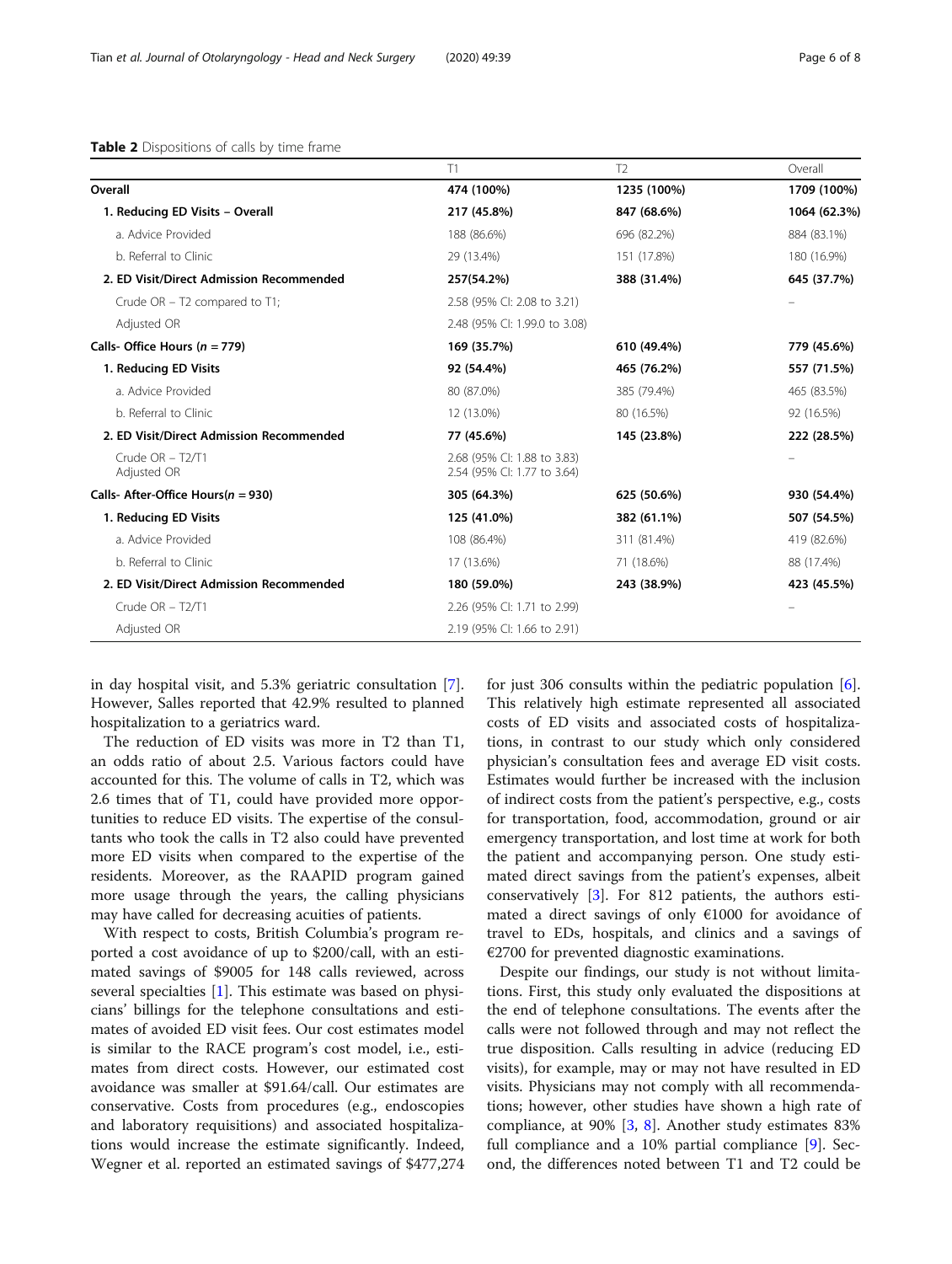**Table 2** Dispositions of calls by time frame

| | T1 | T2 | Overall |
|---|---|---|---|
| **Overall** | **474 (100%)** | **1235 (100%)** | **1709 (100%)** |
| **1. Reducing ED Visits – Overall** | **217 (45.8%)** | **847 (68.6%)** | **1064 (62.3%)** |
| a. Advice Provided | 188 (86.6%) | 696 (82.2%) | 884 (83.1%) |
| b. Referral to Clinic | 29 (13.4%) | 151 (17.8%) | 180 (16.9%) |
| **2. ED Visit/Direct Admission Recommended** | **257(54.2%)** | **388 (31.4%)** | **645 (37.7%)** |
| Crude OR – T2 compared to T1; | 2.58 (95% CI: 2.08 to 3.21) | | – |
| Adjusted OR | 2.48 (95% CI: 1.99.0 to 3.08) | | |
| **Calls- Office Hours (*n* = 779)** | **169 (35.7%)** | **610 (49.4%)** | **779 (45.6%)** |
| **1. Reducing ED Visits** | **92 (54.4%)** | **465 (76.2%)** | **557 (71.5%)** |
| a. Advice Provided | 80 (87.0%) | 385 (79.4%) | 465 (83.5%) |
| b. Referral to Clinic | 12 (13.0%) | 80 (16.5%) | 92 (16.5%) |
| **2. ED Visit/Direct Admission Recommended** | **77 (45.6%)** | **145 (23.8%)** | **222 (28.5%)** |
| Crude OR – T2/T1<br>Adjusted OR | 2.68 (95% CI: 1.88 to 3.83)<br>2.54 (95% CI: 1.77 to 3.64) | | – |
| **Calls- After-Office Hours(*n* = 930)** | **305 (64.3%)** | **625 (50.6%)** | **930 (54.4%)** |
| **1. Reducing ED Visits** | **125 (41.0%)** | **382 (61.1%)** | **507 (54.5%)** |
| a. Advice Provided | 108 (86.4%) | 311 (81.4%) | 419 (82.6%) |
| b. Referral to Clinic | 17 (13.6%) | 71 (18.6%) | 88 (17.4%) |
| **2. ED Visit/Direct Admission Recommended** | **180 (59.0%)** | **243 (38.9%)** | **423 (45.5%)** |
| Crude OR – T2/T1 | 2.26 (95% CI: 1.71 to 2.99) | | – |
| Adjusted OR | 2.19 (95% CI: 1.66 to 2.91) | | |

in day hospital visit, and 5.3% geriatric consultation [7]. However, Salles reported that 42.9% resulted to planned hospitalization to a geriatrics ward.

The reduction of ED visits was more in T2 than T1, an odds ratio of about 2.5. Various factors could have accounted for this. The volume of calls in T2, which was 2.6 times that of T1, could have provided more opportunities to reduce ED visits. The expertise of the consultants who took the calls in T2 also could have prevented more ED visits when compared to the expertise of the residents. Moreover, as the RAAPID program gained more usage through the years, the calling physicians may have called for decreasing acuities of patients.

With respect to costs, British Columbia's program reported a cost avoidance of up to $200/call, with an estimated savings of $9005 for 148 calls reviewed, across several specialties [1]. This estimate was based on physicians' billings for the telephone consultations and estimates of avoided ED visit fees. Our cost estimates model is similar to the RACE program's cost model, i.e., estimates from direct costs. However, our estimated cost avoidance was smaller at $91.64/call. Our estimates are conservative. Costs from procedures (e.g., endoscopies and laboratory requisitions) and associated hospitalizations would increase the estimate significantly. Indeed, Wegner et al. reported an estimated savings of $477,274 for just 306 consults within the pediatric population [6]. This relatively high estimate represented all associated costs of ED visits and associated costs of hospitalizations, in contrast to our study which only considered physician's consultation fees and average ED visit costs. Estimates would further be increased with the inclusion of indirect costs from the patient's perspective, e.g., costs for transportation, food, accommodation, ground or air emergency transportation, and lost time at work for both the patient and accompanying person. One study estimated direct savings from the patient's expenses, albeit conservatively [3]. For 812 patients, the authors estimated a direct savings of only €1000 for avoidance of travel to EDs, hospitals, and clinics and a savings of €2700 for prevented diagnostic examinations.

Despite our findings, our study is not without limitations. First, this study only evaluated the dispositions at the end of telephone consultations. The events after the calls were not followed through and may not reflect the true disposition. Calls resulting in advice (reducing ED visits), for example, may or may not have resulted in ED visits. Physicians may not comply with all recommendations; however, other studies have shown a high rate of compliance, at 90% [3, 8]. Another study estimates 83% full compliance and a 10% partial compliance [9]. Second, the differences noted between T1 and T2 could be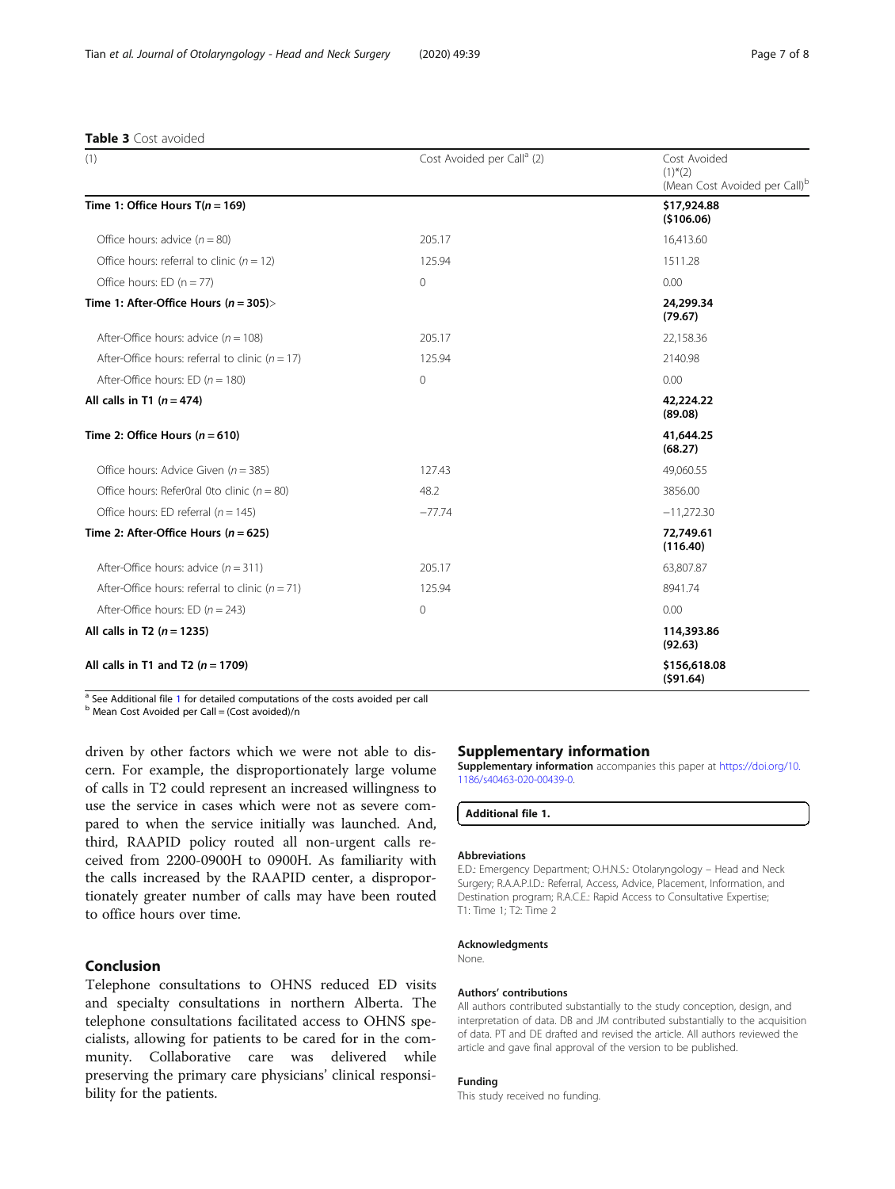**Table 3** Cost avoided

| (1) | Cost Avoided per Call[a] (2) | Cost Avoided (1)*(2) (Mean Cost Avoided per Call)[b] |
|---|---|---|
| **Time 1: Office Hours T(*n* = 169)** | | **$17,924.88 ($106.06)** |
| Office hours: advice (*n* = 80) | 205.17 | 16,413.60 |
| Office hours: referral to clinic (*n* = 12) | 125.94 | 1511.28 |
| Office hours: ED (n = 77) | 0 | 0.00 |
| **Time 1: After-Office Hours (*n* = 305)**> | | **24,299.34 (79.67)** |
| After-Office hours: advice (*n* = 108) | 205.17 | 22,158.36 |
| After-Office hours: referral to clinic (*n* = 17) | 125.94 | 2140.98 |
| After-Office hours: ED (*n* = 180) | 0 | 0.00 |
| **All calls in T1 (*n* = 474)** | | **42,224.22 (89.08)** |
| **Time 2: Office Hours (*n* = 610)** | | **41,644.25 (68.27)** |
| Office hours: Advice Given (*n* = 385) | 127.43 | 49,060.55 |
| Office hours: Refer0ral 0to clinic (*n* = 80) | 48.2 | 3856.00 |
| Office hours: ED referral (*n* = 145) | −77.74 | −11,272.30 |
| **Time 2: After-Office Hours (*n* = 625)** | | **72,749.61 (116.40)** |
| After-Office hours: advice (*n* = 311) | 205.17 | 63,807.87 |
| After-Office hours: referral to clinic (*n* = 71) | 125.94 | 8941.74 |
| After-Office hours: ED (*n* = 243) | 0 | 0.00 |
| **All calls in T2 (*n* = 1235)** | | **114,393.86 (92.63)** |
| **All calls in T1 and T2 (*n* = 1709)** | | **$156,618.08 ($91.64)** |

[a] See Additional file 1 for detailed computations of the costs avoided per call
[b] Mean Cost Avoided per Call = (Cost avoided)/n

driven by other factors which we were not able to discern. For example, the disproportionately large volume of calls in T2 could represent an increased willingness to use the service in cases which were not as severe compared to when the service initially was launched. And, third, RAAPID policy routed all non-urgent calls received from 2200-0900H to 0900H. As familiarity with the calls increased by the RAAPID center, a disproportionately greater number of calls may have been routed to office hours over time.

## Conclusion

Telephone consultations to OHNS reduced ED visits and specialty consultations in northern Alberta. The telephone consultations facilitated access to OHNS specialists, allowing for patients to be cared for in the community. Collaborative care was delivered while preserving the primary care physicians' clinical responsibility for the patients.

## Supplementary information

**Supplementary information** accompanies this paper at https://doi.org/10.1186/s40463-020-00439-0.

**Additional file 1.**

#### Abbreviations

E.D.: Emergency Department; O.H.N.S.: Otolaryngology – Head and Neck Surgery; R.A.A.P.I.D.: Referral, Access, Advice, Placement, Information, and Destination program; R.A.C.E.: Rapid Access to Consultative Expertise; T1: Time 1; T2: Time 2

#### Acknowledgments

None.

#### Authors' contributions

All authors contributed substantially to the study conception, design, and interpretation of data. DB and JM contributed substantially to the acquisition of data. PT and DE drafted and revised the article. All authors reviewed the article and gave final approval of the version to be published.

#### Funding

This study received no funding.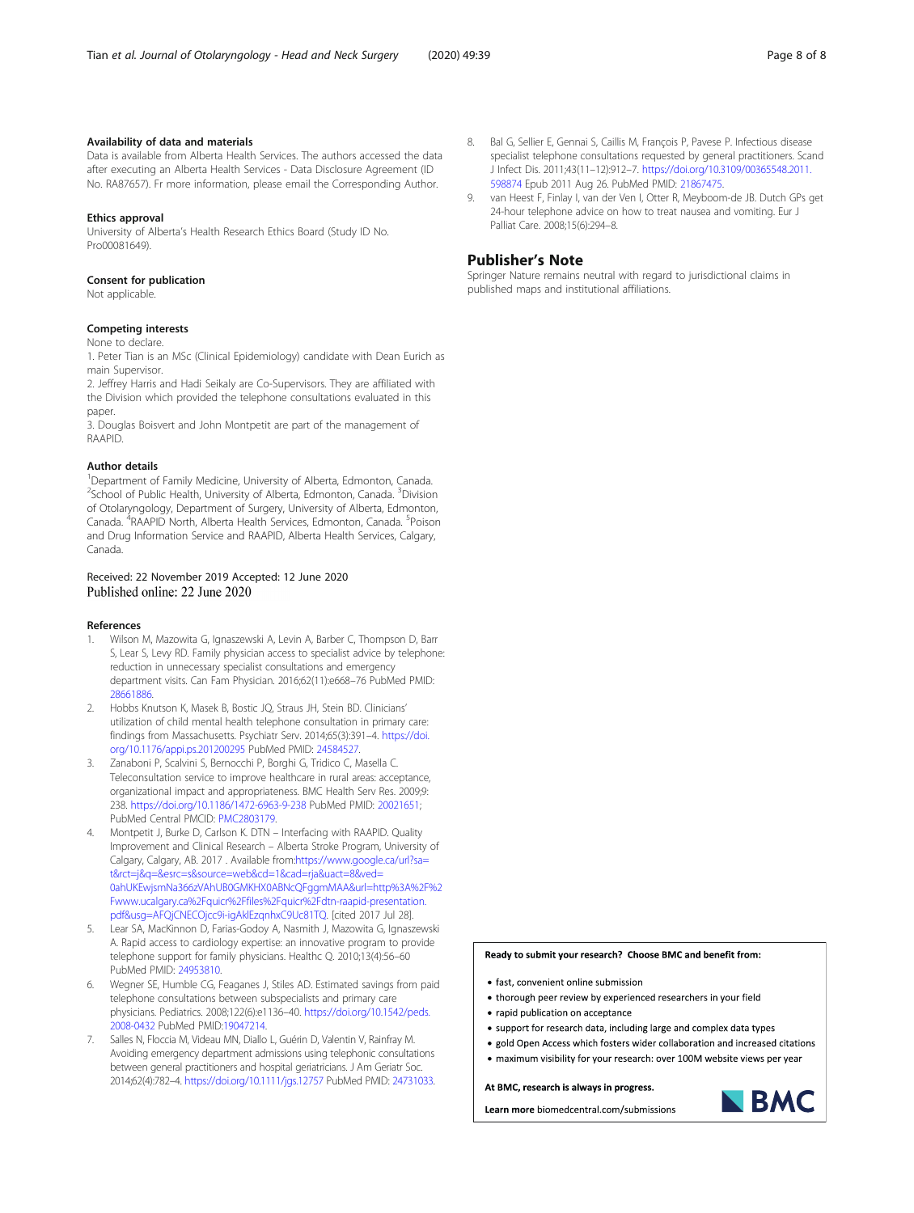### Availability of data and materials

Data is available from Alberta Health Services. The authors accessed the data after executing an Alberta Health Services - Data Disclosure Agreement (ID No. RA87657). Fr more information, please email the Corresponding Author.

### Ethics approval

University of Alberta's Health Research Ethics Board (Study ID No. Pro00081649).

### Consent for publication

Not applicable.

### Competing interests

None to declare.

1. Peter Tian is an MSc (Clinical Epidemiology) candidate with Dean Eurich as main Supervisor.
2. Jeffrey Harris and Hadi Seikaly are Co-Supervisors. They are affiliated with the Division which provided the telephone consultations evaluated in this paper.
3. Douglas Boisvert and John Montpetit are part of the management of RAAPID.

### Author details

[1]Department of Family Medicine, University of Alberta, Edmonton, Canada. [2]School of Public Health, University of Alberta, Edmonton, Canada. [3]Division of Otolaryngology, Department of Surgery, University of Alberta, Edmonton, Canada. [4]RAAPID North, Alberta Health Services, Edmonton, Canada. [5]Poison and Drug Information Service and RAAPID, Alberta Health Services, Calgary, Canada.

Received: 22 November 2019 Accepted: 12 June 2020
Published online: 22 June 2020

### References

1. Wilson M, Mazowita G, Ignaszewski A, Levin A, Barber C, Thompson D, Barr S, Lear S, Levy RD. Family physician access to specialist advice by telephone: reduction in unnecessary specialist consultations and emergency department visits. Can Fam Physician. 2016;62(11):e668–76 PubMed PMID: 28661886.
2. Hobbs Knutson K, Masek B, Bostic JQ, Straus JH, Stein BD. Clinicians' utilization of child mental health telephone consultation in primary care: findings from Massachusetts. Psychiatr Serv. 2014;65(3):391–4. https://doi.org/10.1176/appi.ps.201200295 PubMed PMID: 24584527.
3. Zanaboni P, Scalvini S, Bernocchi P, Borghi G, Tridico C, Masella C. Teleconsultation service to improve healthcare in rural areas: acceptance, organizational impact and appropriateness. BMC Health Serv Res. 2009;9:238. https://doi.org/10.1186/1472-6963-9-238 PubMed PMID: 20021651; PubMed Central PMCID: PMC2803179.
4. Montpetit J, Burke D, Carlson K. DTN – Interfacing with RAAPID. Quality Improvement and Clinical Research – Alberta Stroke Program, University of Calgary, Calgary, AB. 2017 . Available from:https://www.google.ca/url?sa=t&rct=j&q=&esrc=s&source=web&cd=1&cad=rja&uact=8&ved=0ahUKEwjsmNa366zVAhUB0GMKHX0ABNcQFggmMAA&url=http%3A%2F%2Fwww.ucalgary.ca%2Fquicr%2Ffiles%2Fquicr%2Fdtn-raapid-presentation.pdf&usg=AFQjCNECOjcc9i-igAklEzqnhxC9Uc81TQ. [cited 2017 Jul 28].
5. Lear SA, MacKinnon D, Farias-Godoy A, Nasmith J, Mazowita G, Ignaszewski A. Rapid access to cardiology expertise: an innovative program to provide telephone support for family physicians. Healthc Q. 2010;13(4):56–60 PubMed PMID: 24953810.
6. Wegner SE, Humble CG, Feaganes J, Stiles AD. Estimated savings from paid telephone consultations between subspecialists and primary care physicians. Pediatrics. 2008;122(6):e1136–40. https://doi.org/10.1542/peds.2008-0432 PubMed PMID:19047214.
7. Salles N, Floccia M, Videau MN, Diallo L, Guérin D, Valentin V, Rainfray M. Avoiding emergency department admissions using telephonic consultations between general practitioners and hospital geriatricians. J Am Geriatr Soc. 2014;62(4):782–4. https://doi.org/10.1111/jgs.12757 PubMed PMID: 24731033.
8. Bal G, Sellier E, Gennai S, Caillis M, François P, Pavese P. Infectious disease specialist telephone consultations requested by general practitioners. Scand J Infect Dis. 2011;43(11–12):912–7. https://doi.org/10.3109/00365548.2011.598874 Epub 2011 Aug 26. PubMed PMID: 21867475.
9. van Heest F, Finlay I, van der Ven I, Otter R, Meyboom-de JB. Dutch GPs get 24-hour telephone advice on how to treat nausea and vomiting. Eur J Palliat Care. 2008;15(6):294–8.

## Publisher's Note

Springer Nature remains neutral with regard to jurisdictional claims in published maps and institutional affiliations.

**Ready to submit your research? Choose BMC and benefit from:**

- fast, convenient online submission
- thorough peer review by experienced researchers in your field
- rapid publication on acceptance
- support for research data, including large and complex data types
- gold Open Access which fosters wider collaboration and increased citations
- maximum visibility for your research: over 100M website views per year

**At BMC, research is always in progress.**

**Learn more** biomedcentral.com/submissions

BMC